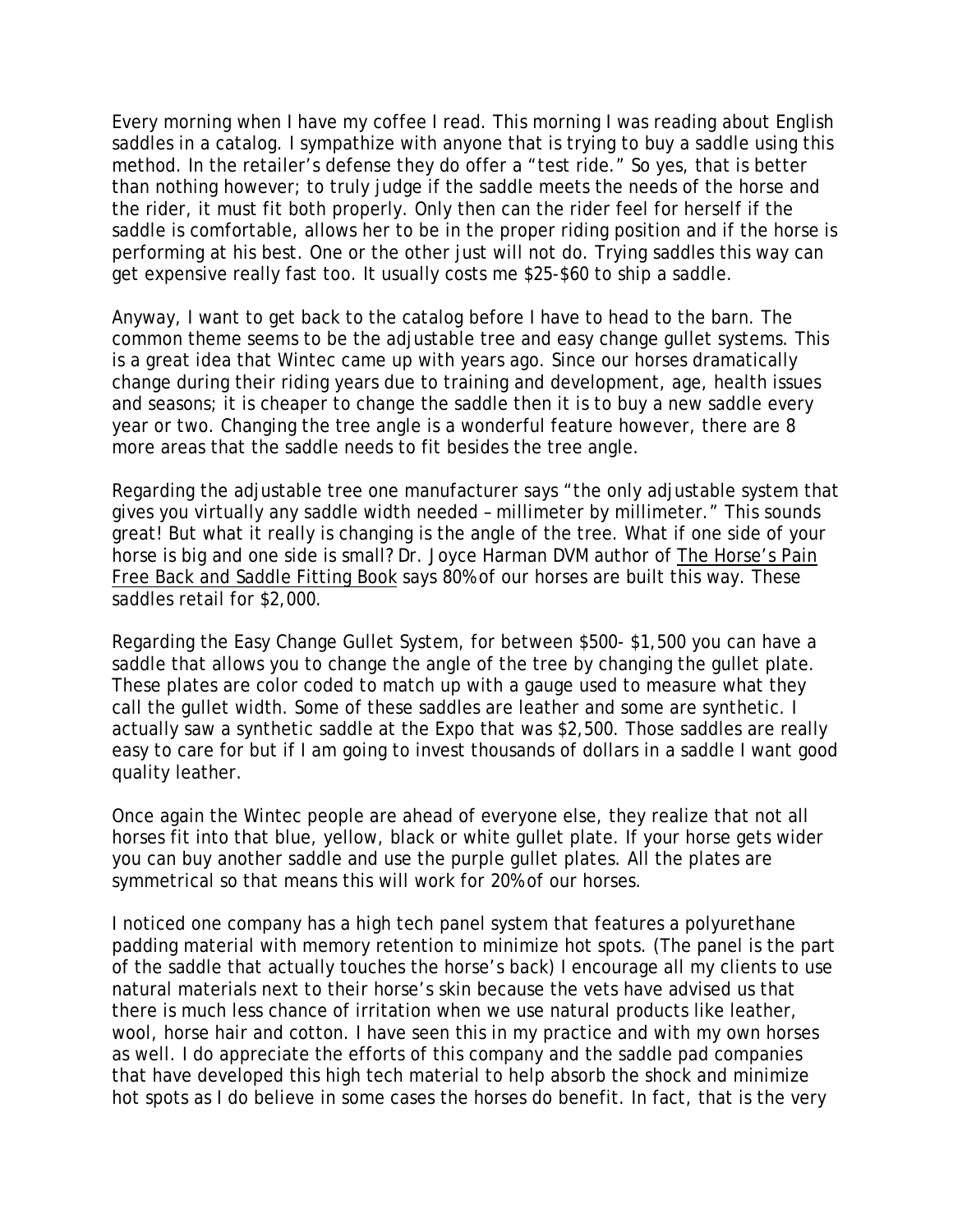Every morning when I have my coffee I read. This morning I was reading about English saddles in a catalog. I sympathize with anyone that is trying to buy a saddle using this method. In the retailer's defense they do offer a "test ride." So yes, that is better than nothing however; to truly judge if the saddle meets the needs of the horse and the rider, it must fit both properly. Only then can the rider feel for herself if the saddle is comfortable, allows her to be in the proper riding position and if the horse is performing at his best. One or the other just will not do. Trying saddles this way can get expensive really fast too. It usually costs me $25-$60 to ship a saddle.

Anyway, I want to get back to the catalog before I have to head to the barn. The common theme seems to be the adjustable tree and easy change gullet systems. This is a great idea that Wintec came up with years ago. Since our horses dramatically change during their riding years due to training and development, age, health issues and seasons; it is cheaper to change the saddle then it is to buy a new saddle every year or two. Changing the tree angle is a wonderful feature however, there are 8 more areas that the saddle needs to fit besides the tree angle.

Regarding the adjustable tree one manufacturer says "the only adjustable system that gives you virtually any saddle width needed – millimeter by millimeter." This sounds great! But what it really is changing is the angle of the tree. What if one side of your horse is big and one side is small? Dr. Joyce Harman DVM author of The Horse's Pain Free Back and Saddle Fitting Book says 80% of our horses are built this way. These saddles retail for $2,000.

Regarding the Easy Change Gullet System, for between $500- $1,500 you can have a saddle that allows you to change the angle of the tree by changing the gullet plate. These plates are color coded to match up with a gauge used to measure what they call the gullet width. Some of these saddles are leather and some are synthetic. I actually saw a synthetic saddle at the Expo that was $2,500. Those saddles are really easy to care for but if I am going to invest thousands of dollars in a saddle I want good quality leather.

Once again the Wintec people are ahead of everyone else, they realize that not all horses fit into that blue, yellow, black or white gullet plate. If your horse gets wider you can buy another saddle and use the purple gullet plates. All the plates are symmetrical so that means this will work for 20% of our horses.

I noticed one company has a high tech panel system that features a polyurethane padding material with memory retention to minimize hot spots. (The panel is the part of the saddle that actually touches the horse's back) I encourage all my clients to use natural materials next to their horse's skin because the vets have advised us that there is much less chance of irritation when we use natural products like leather, wool, horse hair and cotton. I have seen this in my practice and with my own horses as well. I do appreciate the efforts of this company and the saddle pad companies that have developed this high tech material to help absorb the shock and minimize hot spots as I do believe in some cases the horses do benefit. In fact, that is the very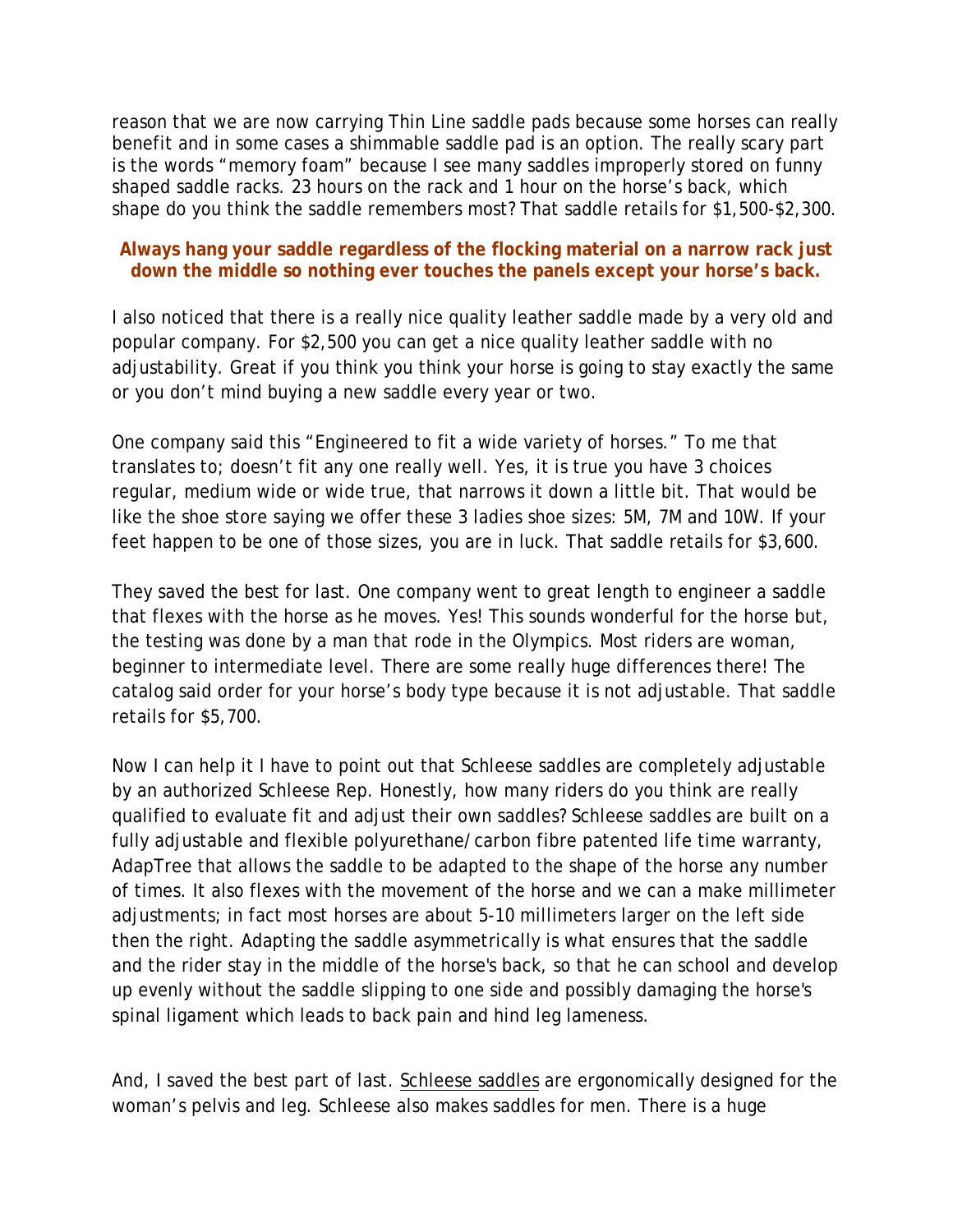reason that we are now carrying Thin Line saddle pads because some horses can really benefit and in some cases a shimmable saddle pad is an option. The really scary part is the words "memory foam" because I see many saddles improperly stored on funny shaped saddle racks. 23 hours on the rack and 1 hour on the horse's back, which shape do you think the saddle remembers most? That saddle retails for $1,500-$2,300.

**Always hang your saddle regardless of the flocking material on a narrow rack just down the middle so nothing ever touches the panels except your horse's back.**

I also noticed that there is a really nice quality leather saddle made by a very old and popular company. For $2,500 you can get a nice quality leather saddle with no adjustability. Great if you think you think your horse is going to stay exactly the same or you don't mind buying a new saddle every year or two.

One company said this "Engineered to fit a wide variety of horses." To me that translates to; doesn't fit any one really well. Yes, it is true you have 3 choices regular, medium wide or wide true, that narrows it down a little bit. That would be like the shoe store saying we offer these 3 ladies shoe sizes: 5M, 7M and 10W. If your feet happen to be one of those sizes, you are in luck. That saddle retails for $3,600.

They saved the best for last. One company went to great length to engineer a saddle that flexes with the horse as he moves. Yes! This sounds wonderful for the horse but, the testing was done by a man that rode in the Olympics. Most riders are woman, beginner to intermediate level. There are some really huge differences there! The catalog said order for your horse's body type because it is not adjustable. That saddle retails for $5,700.

Now I can help it I have to point out that Schleese saddles are completely adjustable by an authorized Schleese Rep. Honestly, how many riders do you think are really qualified to evaluate fit and adjust their own saddles? Schleese saddles are built on a fully adjustable and flexible polyurethane/carbon fibre patented life time warranty, AdapTree that allows the saddle to be adapted to the shape of the horse any number of times. It also flexes with the movement of the horse and we can a make millimeter adjustments; in fact most horses are about 5-10 millimeters larger on the left side then the right. Adapting the saddle asymmetrically is what ensures that the saddle and the rider stay in the middle of the horse's back, so that he can school and develop up evenly without the saddle slipping to one side and possibly damaging the horse's spinal ligament which leads to back pain and hind leg lameness.

And, I saved the best part of last. Schleese saddles are ergonomically designed for the woman's pelvis and leg. Schleese also makes saddles for men. There is a huge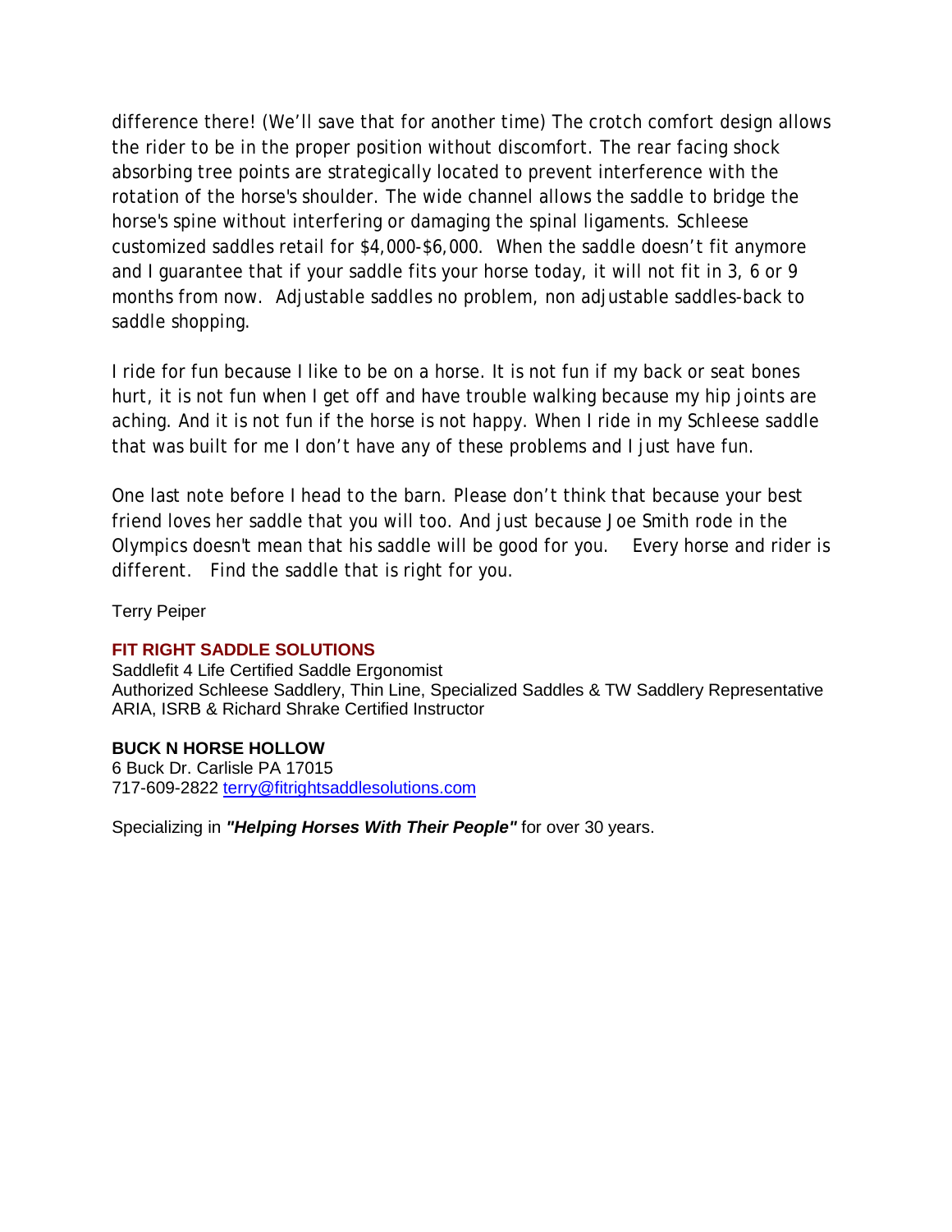difference there! (We'll save that for another time) The crotch comfort design allows the rider to be in the proper position without discomfort. The rear facing shock absorbing tree points are strategically located to prevent interference with the rotation of the horse's shoulder. The wide channel allows the saddle to bridge the horse's spine without interfering or damaging the spinal ligaments. Schleese customized saddles retail for $4,000-$6,000. When the saddle doesn't fit anymore and I guarantee that if your saddle fits your horse today, it will not fit in 3, 6 or 9 months from now. Adjustable saddles no problem, non adjustable saddles-back to saddle shopping.

I ride for fun because I like to be on a horse. It is not fun if my back or seat bones hurt, it is not fun when I get off and have trouble walking because my hip joints are aching. And it is not fun if the horse is not happy. When I ride in my Schleese saddle that was built for me I don't have any of these problems and I just have fun.

One last note before I head to the barn. Please don't think that because your best friend loves her saddle that you will too. And just because Joe Smith rode in the Olympics doesn't mean that his saddle will be good for you. Every horse and rider is different. Find the saddle that is right for you.

Terry Peiper

**FIT RIGHT SADDLE SOLUTIONS**
Saddlefit 4 Life Certified Saddle Ergonomist
Authorized Schleese Saddlery, Thin Line, Specialized Saddles & TW Saddlery Representative
ARIA, ISRB & Richard Shrake Certified Instructor

**BUCK N HORSE HOLLOW**
6 Buck Dr. Carlisle PA 17015
717-609-2822 terry@fitrightsaddlesolutions.com

Specializing in ***"Helping Horses With Their People"*** for over 30 years.